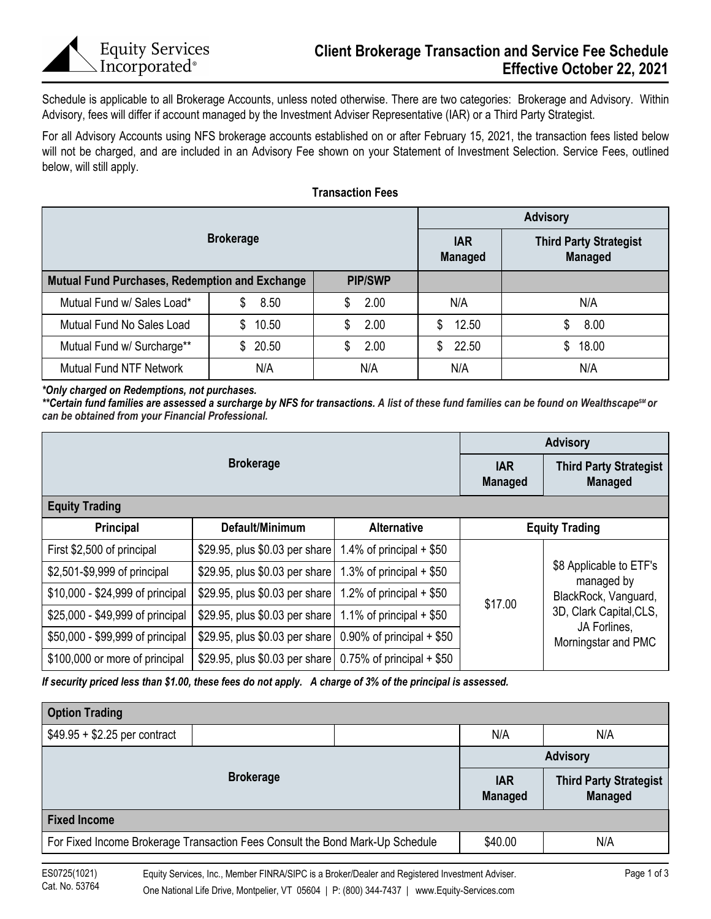Equity Services Incorporated®

# Client Brokerage Transaction and Service Fee Schedule
## Effective October 22, 2021

Schedule is applicable to all Brokerage Accounts, unless noted otherwise. There are two categories: Brokerage and Advisory. Within Advisory, fees will differ if account managed by the Investment Adviser Representative (IAR) or a Third Party Strategist.

For all Advisory Accounts using NFS brokerage accounts established on or after February 15, 2021, the transaction fees listed below will not be charged, and are included in an Advisory Fee shown on your Statement of Investment Selection. Service Fees, outlined below, will still apply.

### Transaction Fees

| Brokerage | | | Advisory | |
|---|---|---|---|---|
| | | | IAR Managed | Third Party Strategist Managed |
| **Mutual Fund Purchases, Redemption and Exchange** | | **PIP/SWP** | | |
| Mutual Fund w/ Sales Load* | $ 8.50 | $ 2.00 | N/A | N/A |
| Mutual Fund No Sales Load | $ 10.50 | $ 2.00 | $ 12.50 | $ 8.00 |
| Mutual Fund w/ Surcharge** | $ 20.50 | $ 2.00 | $ 22.50 | $ 18.00 |
| Mutual Fund NTF Network | N/A | N/A | N/A | N/A |

***Only charged on Redemptions, not purchases.***
*****Certain fund families are assessed a surcharge by NFS for transactions. A list of these fund families can be found on Wealthscape℠ or can be obtained from your Financial Professional.***

| Brokerage | | | Advisory | |
|---|---|---|---|---|
| | | | IAR Managed | Third Party Strategist Managed |
| **Equity Trading** | | | | |
| **Principal** | **Default/Minimum** | **Alternative** | **Equity Trading** | |
| First $2,500 of principal | $29.95, plus $0.03 per share | 1.4% of principal + $50 | $17.00 | $8 Applicable to ETF's managed by BlackRock, Vanguard, 3D, Clark Capital, CLS, JA Forlines, Morningstar and PMC |
| $2,501-$9,999 of principal | $29.95, plus $0.03 per share | 1.3% of principal + $50 | | |
| $10,000 - $24,999 of principal | $29.95, plus $0.03 per share | 1.2% of principal + $50 | | |
| $25,000 - $49,999 of principal | $29.95, plus $0.03 per share | 1.1% of principal + $50 | | |
| $50,000 - $99,999 of principal | $29.95, plus $0.03 per share | 0.90% of principal + $50 | | |
| $100,000 or more of principal | $29.95, plus $0.03 per share | 0.75% of principal + $50 | | |

***If security priced less than $1.00, these fees do not apply. A charge of 3% of the principal is assessed.***

| **Option Trading** | | | | |
|---|---|---|---|---|
| $49.95 + $2.25 per contract | | | N/A | N/A |

| Brokerage | Advisory | |
|---|---|---|
| | IAR Managed | Third Party Strategist Managed |
| **Fixed Income** | | |
| For Fixed Income Brokerage Transaction Fees Consult the Bond Mark-Up Schedule | $40.00 | N/A |

ES0725(1021)
Cat. No. 53764

Equity Services, Inc., Member FINRA/SIPC is a Broker/Dealer and Registered Investment Adviser.
One National Life Drive, Montpelier, VT 05604 | P: (800) 344-7437 | www.Equity-Services.com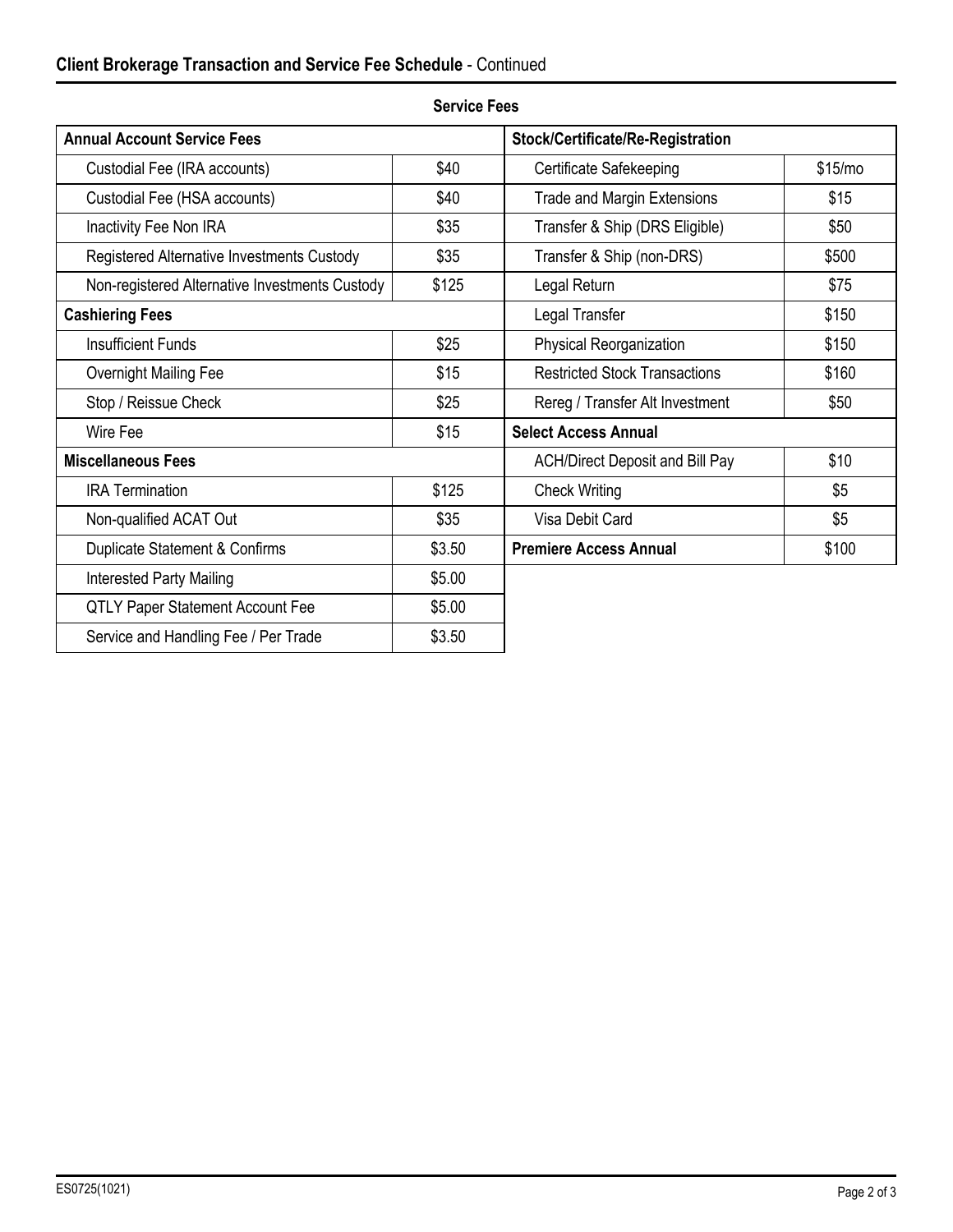## Client Brokerage Transaction and Service Fee Schedule - Continued

**Service Fees**

| Annual Account Service Fees | |
|---|---|
| Custodial Fee (IRA accounts) | $40 |
| Custodial Fee (HSA accounts) | $40 |
| Inactivity Fee Non IRA | $35 |
| Registered Alternative Investments Custody | $35 |
| Non-registered Alternative Investments Custody | $125 |
| **Cashiering Fees** | |
| Insufficient Funds | $25 |
| Overnight Mailing Fee | $15 |
| Stop / Reissue Check | $25 |
| Wire Fee | $15 |
| **Miscellaneous Fees** | |
| IRA Termination | $125 |
| Non-qualified ACAT Out | $35 |
| Duplicate Statement & Confirms | $3.50 |
| Interested Party Mailing | $5.00 |
| QTLY Paper Statement Account Fee | $5.00 |
| Service and Handling Fee / Per Trade | $3.50 |

| Stock/Certificate/Re-Registration | |
|---|---|
| Certificate Safekeeping | $15/mo |
| Trade and Margin Extensions | $15 |
| Transfer & Ship (DRS Eligible) | $50 |
| Transfer & Ship (non-DRS) | $500 |
| Legal Return | $75 |
| Legal Transfer | $150 |
| Physical Reorganization | $150 |
| Restricted Stock Transactions | $160 |
| Rereg / Transfer Alt Investment | $50 |
| **Select Access Annual** | |
| ACH/Direct Deposit and Bill Pay | $10 |
| Check Writing | $5 |
| Visa Debit Card | $5 |
| **Premiere Access Annual** | $100 |

ES0725(1021)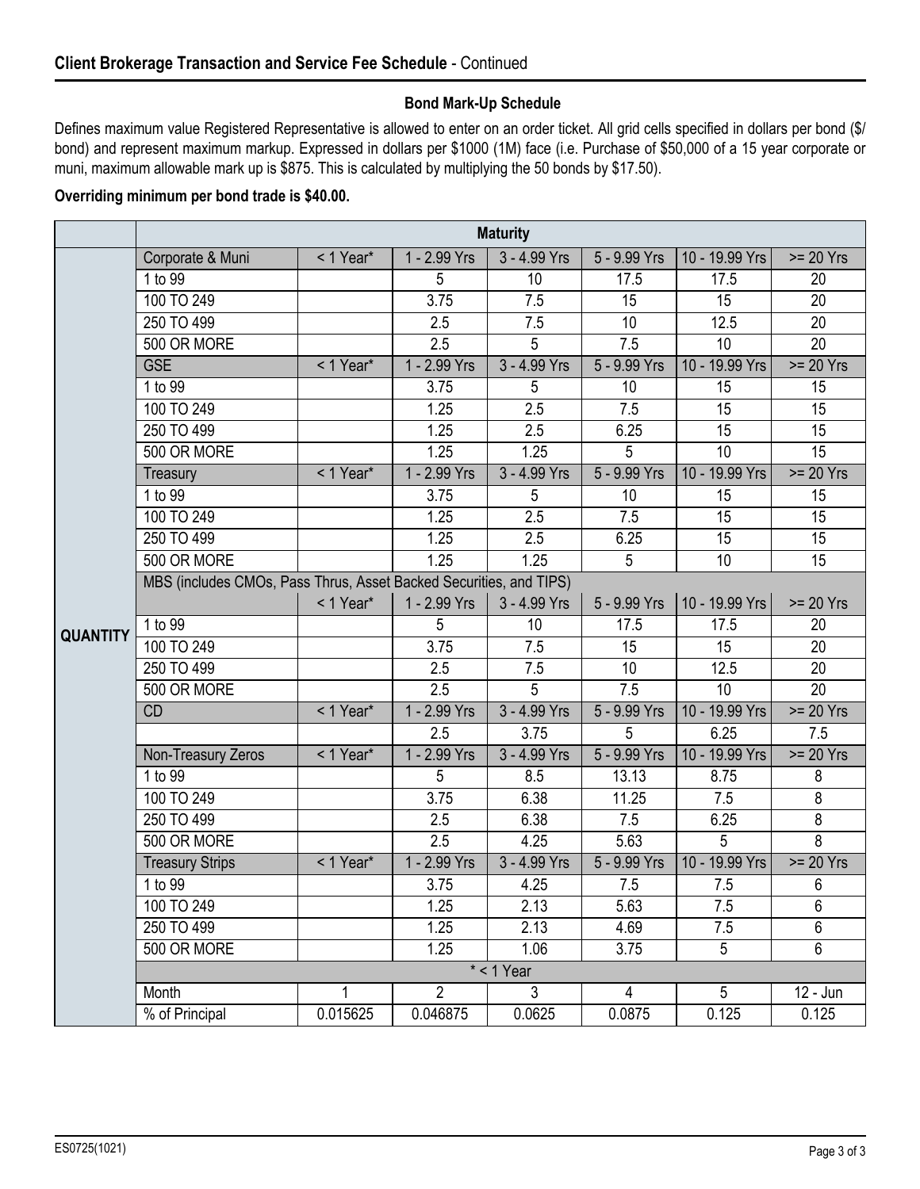## Client Brokerage Transaction and Service Fee Schedule - Continued

### Bond Mark-Up Schedule

Defines maximum value Registered Representative is allowed to enter on an order ticket. All grid cells specified in dollars per bond ($/bond) and represent maximum markup. Expressed in dollars per $1000 (1M) face (i.e. Purchase of $50,000 of a 15 year corporate or muni, maximum allowable mark up is $875. This is calculated by multiplying the 50 bonds by $17.50).

**Overriding minimum per bond trade is $40.00.**

| | Maturity | | | | | | |
|---|---|---|---|---|---|---|---|
| QUANTITY | Corporate & Muni | < 1 Year* | 1 - 2.99 Yrs | 3 - 4.99 Yrs | 5 - 9.99 Yrs | 10 - 19.99 Yrs | >= 20 Yrs |
| | 1 to 99 | | 5 | 10 | 17.5 | 17.5 | 20 |
| | 100 TO 249 | | 3.75 | 7.5 | 15 | 15 | 20 |
| | 250 TO 499 | | 2.5 | 7.5 | 10 | 12.5 | 20 |
| | 500 OR MORE | | 2.5 | 5 | 7.5 | 10 | 20 |
| | GSE | < 1 Year* | 1 - 2.99 Yrs | 3 - 4.99 Yrs | 5 - 9.99 Yrs | 10 - 19.99 Yrs | >= 20 Yrs |
| | 1 to 99 | | 3.75 | 5 | 10 | 15 | 15 |
| | 100 TO 249 | | 1.25 | 2.5 | 7.5 | 15 | 15 |
| | 250 TO 499 | | 1.25 | 2.5 | 6.25 | 15 | 15 |
| | 500 OR MORE | | 1.25 | 1.25 | 5 | 10 | 15 |
| | Treasury | < 1 Year* | 1 - 2.99 Yrs | 3 - 4.99 Yrs | 5 - 9.99 Yrs | 10 - 19.99 Yrs | >= 20 Yrs |
| | 1 to 99 | | 3.75 | 5 | 10 | 15 | 15 |
| | 100 TO 249 | | 1.25 | 2.5 | 7.5 | 15 | 15 |
| | 250 TO 499 | | 1.25 | 2.5 | 6.25 | 15 | 15 |
| | 500 OR MORE | | 1.25 | 1.25 | 5 | 10 | 15 |
| | MBS (includes CMOs, Pass Thrus, Asset Backed Securities, and TIPS) | | | | | | |
| | | < 1 Year* | 1 - 2.99 Yrs | 3 - 4.99 Yrs | 5 - 9.99 Yrs | 10 - 19.99 Yrs | >= 20 Yrs |
| | 1 to 99 | | 5 | 10 | 17.5 | 17.5 | 20 |
| | 100 TO 249 | | 3.75 | 7.5 | 15 | 15 | 20 |
| | 250 TO 499 | | 2.5 | 7.5 | 10 | 12.5 | 20 |
| | 500 OR MORE | | 2.5 | 5 | 7.5 | 10 | 20 |
| | CD | < 1 Year* | 1 - 2.99 Yrs | 3 - 4.99 Yrs | 5 - 9.99 Yrs | 10 - 19.99 Yrs | >= 20 Yrs |
| | | | 2.5 | 3.75 | 5 | 6.25 | 7.5 |
| | Non-Treasury Zeros | < 1 Year* | 1 - 2.99 Yrs | 3 - 4.99 Yrs | 5 - 9.99 Yrs | 10 - 19.99 Yrs | >= 20 Yrs |
| | 1 to 99 | | 5 | 8.5 | 13.13 | 8.75 | 8 |
| | 100 TO 249 | | 3.75 | 6.38 | 11.25 | 7.5 | 8 |
| | 250 TO 499 | | 2.5 | 6.38 | 7.5 | 6.25 | 8 |
| | 500 OR MORE | | 2.5 | 4.25 | 5.63 | 5 | 8 |
| | Treasury Strips | < 1 Year* | 1 - 2.99 Yrs | 3 - 4.99 Yrs | 5 - 9.99 Yrs | 10 - 19.99 Yrs | >= 20 Yrs |
| | 1 to 99 | | 3.75 | 4.25 | 7.5 | 7.5 | 6 |
| | 100 TO 249 | | 1.25 | 2.13 | 5.63 | 7.5 | 6 |
| | 250 TO 499 | | 1.25 | 2.13 | 4.69 | 7.5 | 6 |
| | 500 OR MORE | | 1.25 | 1.06 | 3.75 | 5 | 6 |
| | * < 1 Year | | | | | | |
| | Month | 1 | 2 | 3 | 4 | 5 | 12 - Jun |
| | % of Principal | 0.015625 | 0.046875 | 0.0625 | 0.0875 | 0.125 | 0.125 |

ES0725(1021)